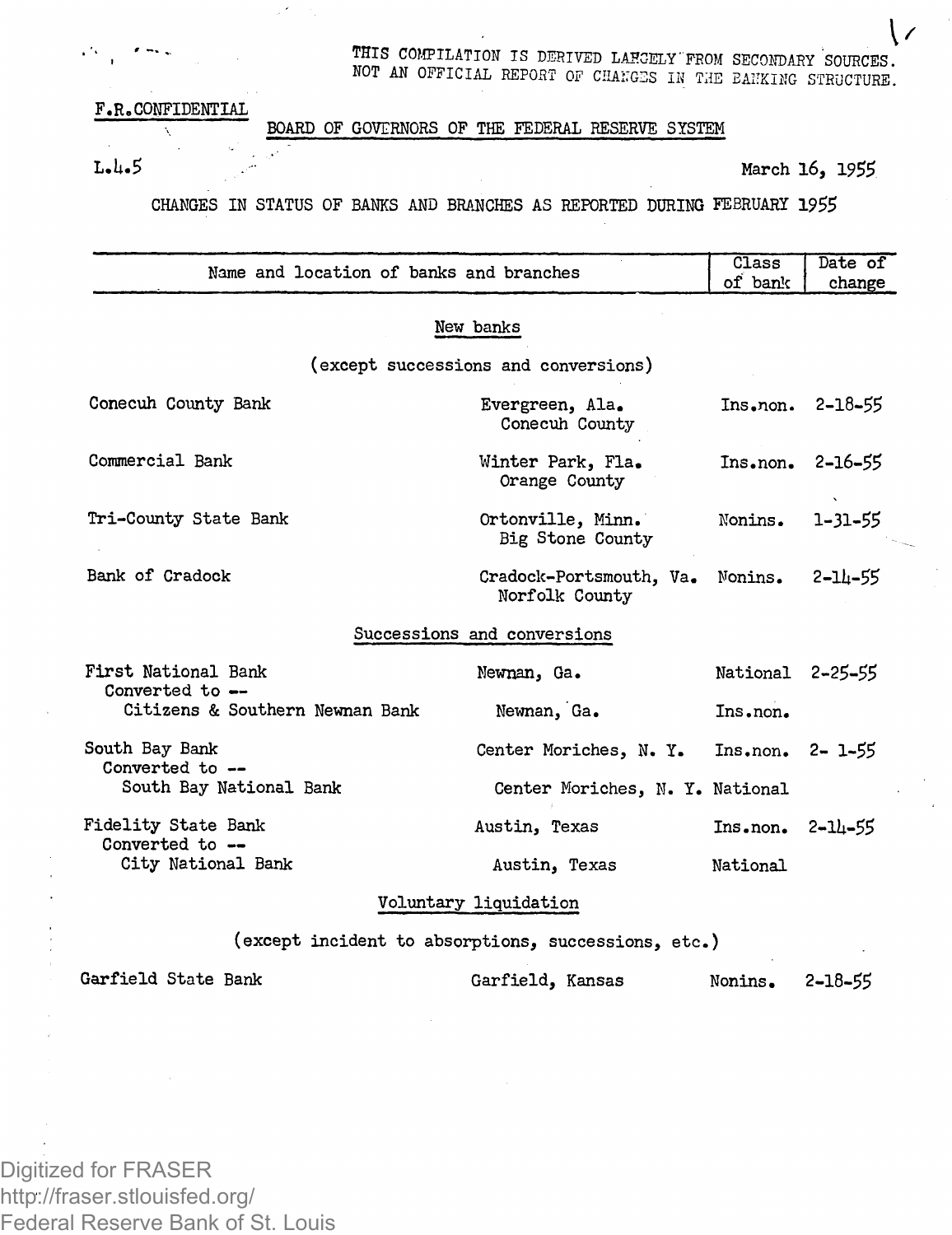THIS COMPILATION IS DERIVED LARGELY FROM SECONDARY SOURCES.
NOT AN OFFICIAL REPORT OF CHANGES IN THE BANKING STRUCTURE.

F.R.CONFIDENTIAL

BOARD OF GOVERNORS OF THE FEDERAL RESERVE SYSTEM

L.4.5

March 16, 1955

CHANGES IN STATUS OF BANKS AND BRANCHES AS REPORTED DURING FEBRUARY 1955

| Name and location of banks and branches | | Class of bank | Date of change |
|---|---|---|---|
| **New banks** | | | |
| (except successions and conversions) | | | |
| Conecuh County Bank | Evergreen, Ala. Conecuh County | Ins.non. | 2-18-55 |
| Commercial Bank | Winter Park, Fla. Orange County | Ins.non. | 2-16-55 |
| Tri-County State Bank | Ortonville, Minn. Big Stone County | Nonins. | 1-31-55 |
| Bank of Cradock | Cradock-Portsmouth, Va. Norfolk County | Nonins. | 2-14-55 |
| **Successions and conversions** | | | |
| First National Bank | Newnan, Ga. | National | 2-25-55 |
| Converted to -- Citizens & Southern Newnan Bank | Newnan, Ga. | Ins.non. | |
| South Bay Bank | Center Moriches, N. Y. | Ins.non. | 2- 1-55 |
| Converted to -- South Bay National Bank | Center Moriches, N. Y. | National | |
| Fidelity State Bank | Austin, Texas | Ins.non. | 2-14-55 |
| Converted to -- City National Bank | Austin, Texas | National | |
| **Voluntary liquidation** | | | |
| (except incident to absorptions, successions, etc.) | | | |
| Garfield State Bank | Garfield, Kansas | Nonins. | 2-18-55 |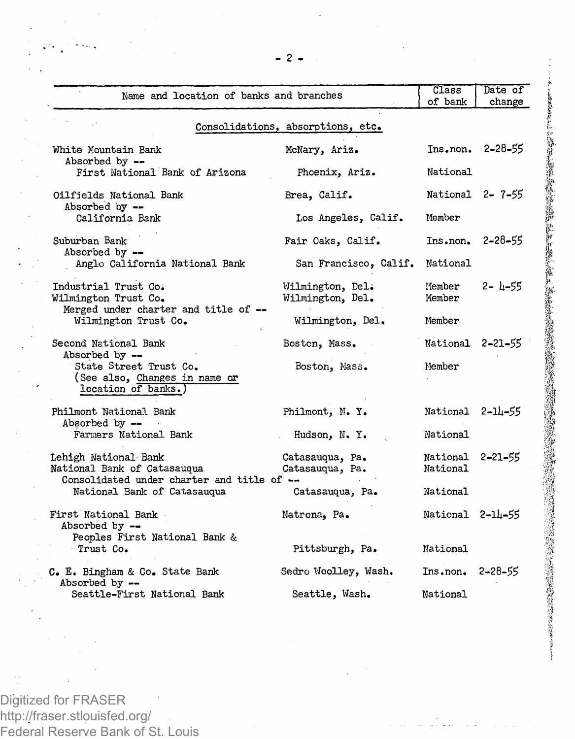| Name and location of banks and branches | | Class of bank | Date of change |
|---|---|---|---|
| **Consolidations, absorptions, etc.** | | | |
| White Mountain Bank | McNary, Ariz. | Ins.non. | 2-28-55 |
| Absorbed by -- | | | |
| First National Bank of Arizona | Phoenix, Ariz. | National | |
| Oilfields National Bank | Brea, Calif. | National | 2- 7-55 |
| Absorbed by -- | | | |
| California Bank | Los Angeles, Calif. | Member | |
| Suburban Bank | Fair Oaks, Calif. | Ins.non. | 2-28-55 |
| Absorbed by -- | | | |
| Anglo California National Bank | San Francisco, Calif. | National | |
| Industrial Trust Co. | Wilmington, Del. | Member | 2- 4-55 |
| Wilmington Trust Co. | Wilmington, Del. | Member | |
| Merged under charter and title of -- | | | |
| Wilmington Trust Co. | Wilmington, Del. | Member | |
| Second National Bank | Boston, Mass. | National | 2-21-55 |
| Absorbed by -- | | | |
| State Street Trust Co. | Boston, Mass. | Member | |
| (See also, Changes in name or location of banks.) | | | |
| Philmont National Bank | Philmont, N. Y. | National | 2-14-55 |
| Absorbed by -- | | | |
| Farmers National Bank | Hudson, N. Y. | National | |
| Lehigh National Bank | Catasauqua, Pa. | National | 2-21-55 |
| National Bank of Catasauqua | Catasauqua, Pa. | National | |
| Consolidated under charter and title of -- | | | |
| National Bank of Catasauqua | Catasauqua, Pa. | National | |
| First National Bank | Natrona, Pa. | National | 2-14-55 |
| Absorbed by -- | | | |
| Peoples First National Bank & Trust Co. | Pittsburgh, Pa. | National | |
| C. E. Bingham & Co. State Bank | Sedro Woolley, Wash. | Ins.non. | 2-28-55 |
| Absorbed by -- | | | |
| Seattle-First National Bank | Seattle, Wash. | National | |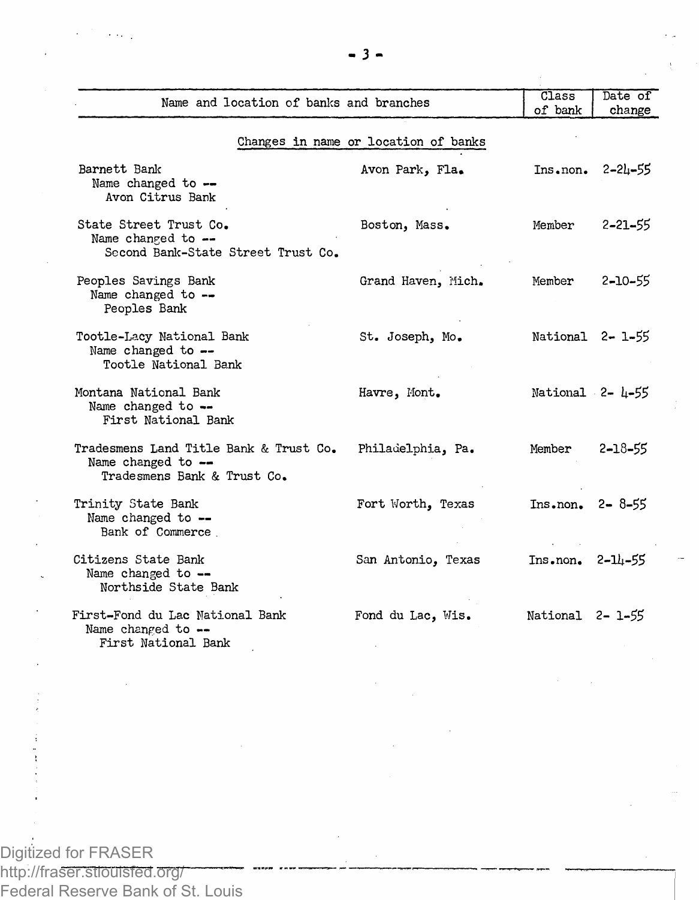| Name and location of banks and branches | | Class of bank | Date of change |
|---|---|---|---|
| **Changes in name or location of banks** | | | |
| Barnett Bank<br>Name changed to --<br>Avon Citrus Bank | Avon Park, Fla. | Ins.non. | 2-24-55 |
| State Street Trust Co.<br>Name changed to --<br>Second Bank-State Street Trust Co. | Boston, Mass. | Member | 2-21-55 |
| Peoples Savings Bank<br>Name changed to --<br>Peoples Bank | Grand Haven, Mich. | Member | 2-10-55 |
| Tootle-Lacy National Bank<br>Name changed to --<br>Tootle National Bank | St. Joseph, Mo. | National | 2- 1-55 |
| Montana National Bank<br>Name changed to --<br>First National Bank | Havre, Mont. | National | 2- 4-55 |
| Tradesmens Land Title Bank & Trust Co.<br>Name changed to --<br>Tradesmens Bank & Trust Co. | Philadelphia, Pa. | Member | 2-18-55 |
| Trinity State Bank<br>Name changed to --<br>Bank of Commerce | Fort Worth, Texas | Ins.non. | 2- 8-55 |
| Citizens State Bank<br>Name changed to --<br>Northside State Bank | San Antonio, Texas | Ins.non. | 2-14-55 |
| First-Fond du Lac National Bank<br>Name changed to --<br>First National Bank | Fond du Lac, Wis. | National | 2- 1-55 |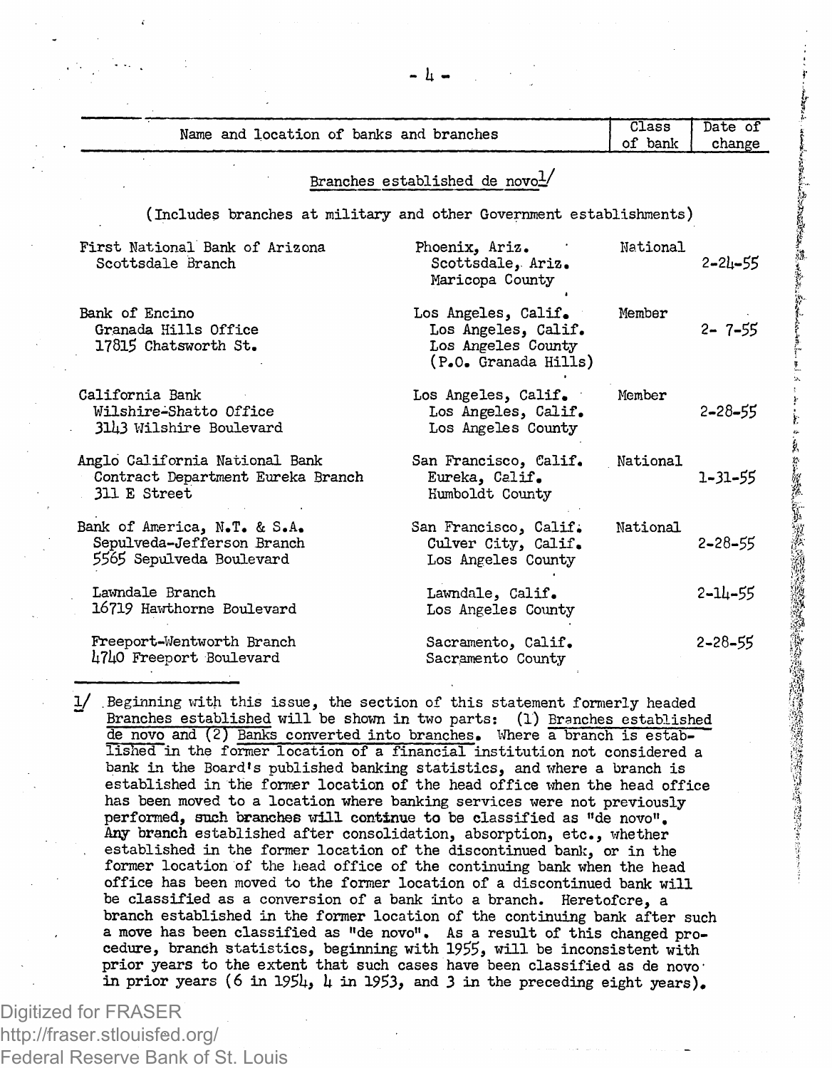| Name and location of banks and branches | | Class of bank | Date of change |
|---|---|---|---|
| **Branches established de novo[1]** | | | |
| (Includes branches at military and other Government establishments) | | | |
| First National Bank of Arizona | Phoenix, Ariz. | National | |
| Scottsdale Branch | Scottsdale, Ariz. Maricopa County | | 2-24-55 |
| Bank of Encino | Los Angeles, Calif. | Member | |
| Granada Hills Office 17815 Chatsworth St. | Los Angeles, Calif. Los Angeles County (P.O. Granada Hills) | | 2- 7-55 |
| California Bank | Los Angeles, Calif. | Member | |
| Wilshire-Shatto Office 3143 Wilshire Boulevard | Los Angeles, Calif. Los Angeles County | | 2-28-55 |
| Anglo California National Bank | San Francisco, Calif. | National | |
| Contract Department Eureka Branch 311 E Street | Eureka, Calif. Humboldt County | | 1-31-55 |
| Bank of America, N.T. & S.A. | San Francisco, Calif. | National | |
| Sepulveda-Jefferson Branch 5565 Sepulveda Boulevard | Culver City, Calif. Los Angeles County | | 2-28-55 |
| Lawndale Branch 16719 Hawthorne Boulevard | Lawndale, Calif. Los Angeles County | | 2-14-55 |
| Freeport-Wentworth Branch 4740 Freeport Boulevard | Sacramento, Calif. Sacramento County | | 2-28-55 |

1/ Beginning with this issue, the section of this statement formerly headed Branches established will be shown in two parts: (1) Branches established de novo and (2) Banks converted into branches. Where a branch is established in the former location of a financial institution not considered a bank in the Board's published banking statistics, and where a branch is established in the former location of the head office when the head office has been moved to a location where banking services were not previously performed, such branches will continue to be classified as "de novo". Any branch established after consolidation, absorption, etc., whether established in the former location of the discontinued bank, or in the former location of the head office of the continuing bank when the head office has been moved to the former location of a discontinued bank will be classified as a conversion of a bank into a branch. Heretofore, a branch established in the former location of the continuing bank after such a move has been classified as "de novo". As a result of this changed procedure, branch statistics, beginning with 1955, will be inconsistent with prior years to the extent that such cases have been classified as de novo in prior years (6 in 1954, 4 in 1953, and 3 in the preceding eight years).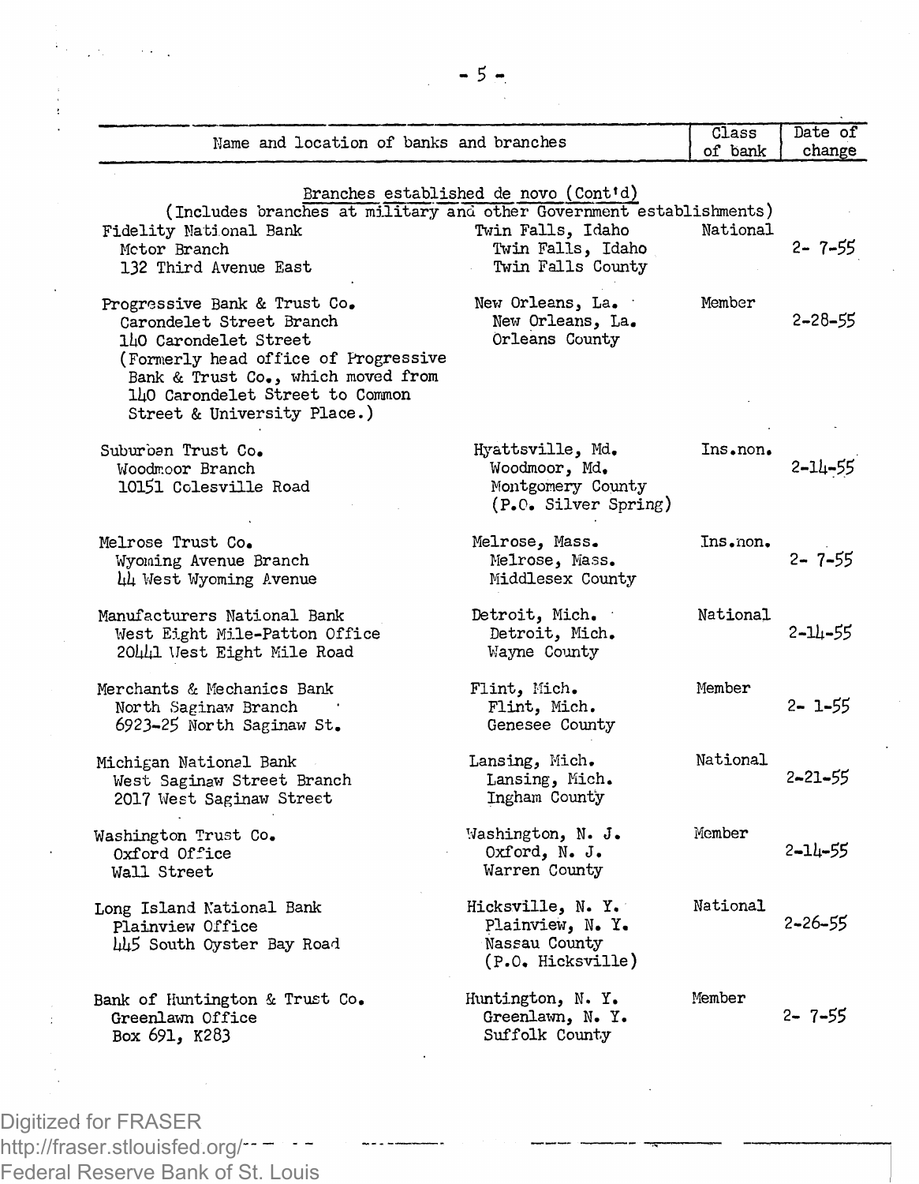| Name and location of banks and branches | | Class of bank | Date of change |
|---|---|---|---|
| **Branches established de novo (Cont'd)** (Includes branches at military and other Government establishments) | | | |
| Fidelity National Bank<br>Motor Branch<br>132 Third Avenue East | Twin Falls, Idaho<br>Twin Falls, Idaho<br>Twin Falls County | National | 2- 7-55 |
| Progressive Bank & Trust Co.<br>Carondelet Street Branch<br>140 Carondelet Street<br>(Formerly head office of Progressive Bank & Trust Co., which moved from 140 Carondelet Street to Common Street & University Place.) | New Orleans, La.<br>New Orleans, La.<br>Orleans County | Member | 2-28-55 |
| Suburban Trust Co.<br>Woodmoor Branch<br>10151 Colesville Road | Hyattsville, Md.<br>Woodmoor, Md.<br>Montgomery County<br>(P.O. Silver Spring) | Ins.non. | 2-14-55 |
| Melrose Trust Co.<br>Wyoming Avenue Branch<br>44 West Wyoming Avenue | Melrose, Mass.<br>Melrose, Mass.<br>Middlesex County | Ins.non. | 2- 7-55 |
| Manufacturers National Bank<br>West Eight Mile-Patton Office<br>20441 West Eight Mile Road | Detroit, Mich.<br>Detroit, Mich.<br>Wayne County | National | 2-14-55 |
| Merchants & Mechanics Bank<br>North Saginaw Branch<br>6923-25 North Saginaw St. | Flint, Mich.<br>Flint, Mich.<br>Genesee County | Member | 2- 1-55 |
| Michigan National Bank<br>West Saginaw Street Branch<br>2017 West Saginaw Street | Lansing, Mich.<br>Lansing, Mich.<br>Ingham County | National | 2-21-55 |
| Washington Trust Co.<br>Oxford Office<br>Wall Street | Washington, N. J.<br>Oxford, N. J.<br>Warren County | Member | 2-14-55 |
| Long Island National Bank<br>Plainview Office<br>445 South Oyster Bay Road | Hicksville, N. Y.<br>Plainview, N. Y.<br>Nassau County<br>(P.O. Hicksville) | National | 2-26-55 |
| Bank of Huntington & Trust Co.<br>Greenlawn Office<br>Box 691, K283 | Huntington, N. Y.<br>Greenlawn, N. Y.<br>Suffolk County | Member | 2- 7-55 |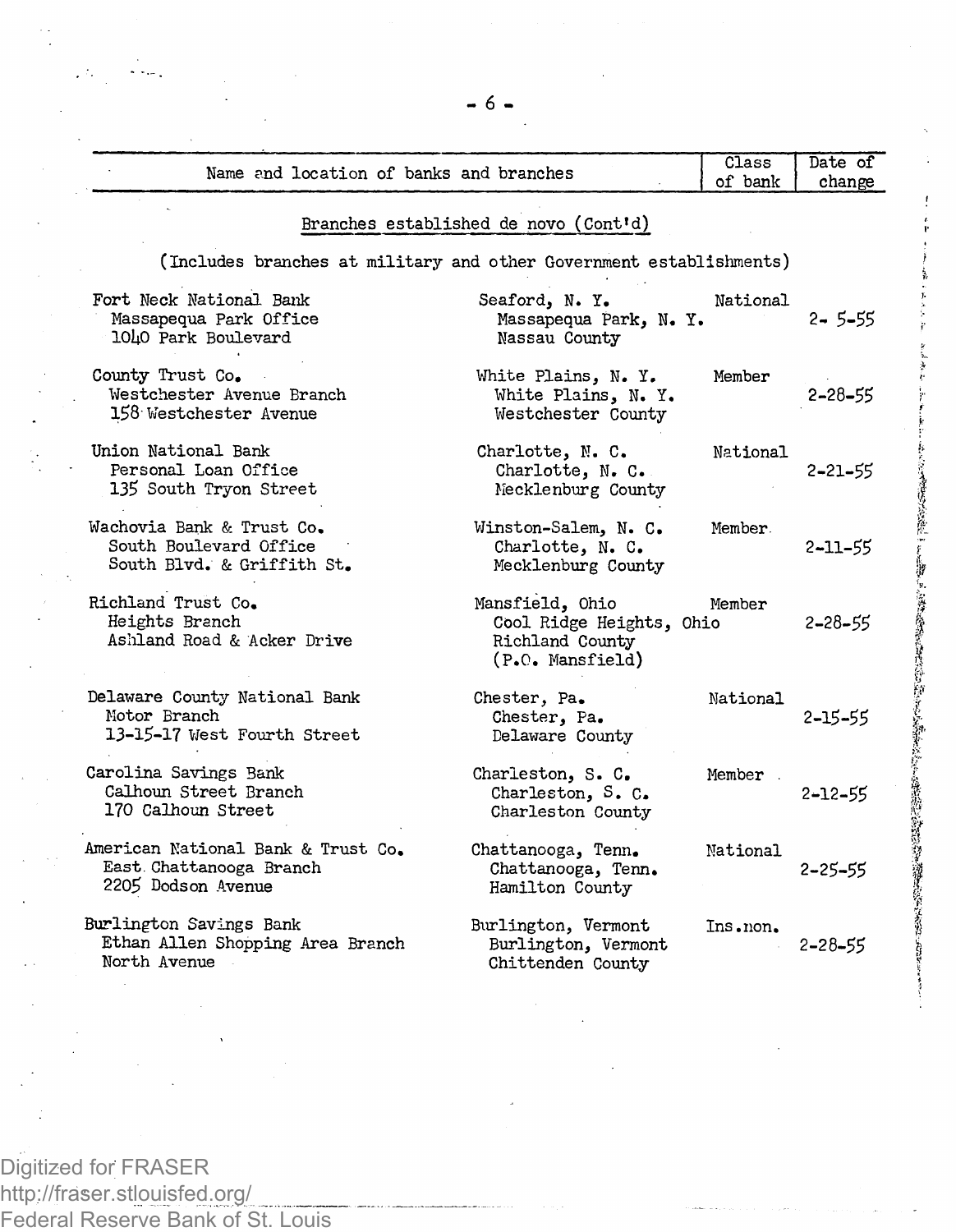| Name and location of banks and branches | | Class of bank | Date of change |
|---|---|---|---|

## Branches established de novo (Cont'd)

(Includes branches at military and other Government establishments)

| Name and location of banks and branches | | Class of bank | Date of change |
|---|---|---|---|
| Fort Neck National Bank<br>Massapequa Park Office<br>1040 Park Boulevard | Seaford, N. Y.<br>Massapequa Park, N. Y.<br>Nassau County | National | 2- 5-55 |
| County Trust Co.<br>Westchester Avenue Branch<br>158 Westchester Avenue | White Plains, N. Y.<br>White Plains, N. Y.<br>Westchester County | Member | 2-28-55 |
| Union National Bank<br>Personal Loan Office<br>135 South Tryon Street | Charlotte, N. C.<br>Charlotte, N. C.<br>Mecklenburg County | National | 2-21-55 |
| Wachovia Bank & Trust Co.<br>South Boulevard Office<br>South Blvd. & Griffith St. | Winston-Salem, N. C.<br>Charlotte, N. C.<br>Mecklenburg County | Member | 2-11-55 |
| Richland Trust Co.<br>Heights Branch<br>Ashland Road & Acker Drive | Mansfield, Ohio<br>Cool Ridge Heights, Ohio<br>Richland County<br>(P.O. Mansfield) | Member | 2-28-55 |
| Delaware County National Bank<br>Motor Branch<br>13-15-17 West Fourth Street | Chester, Pa.<br>Chester, Pa.<br>Delaware County | National | 2-15-55 |
| Carolina Savings Bank<br>Calhoun Street Branch<br>170 Calhoun Street | Charleston, S. C.<br>Charleston, S. C.<br>Charleston County | Member | 2-12-55 |
| American National Bank & Trust Co.<br>East Chattanooga Branch<br>2205 Dodson Avenue | Chattanooga, Tenn.<br>Chattanooga, Tenn.<br>Hamilton County | National | 2-25-55 |
| Burlington Savings Bank<br>Ethan Allen Shopping Area Branch<br>North Avenue | Burlington, Vermont<br>Burlington, Vermont<br>Chittenden County | Ins.non. | 2-28-55 |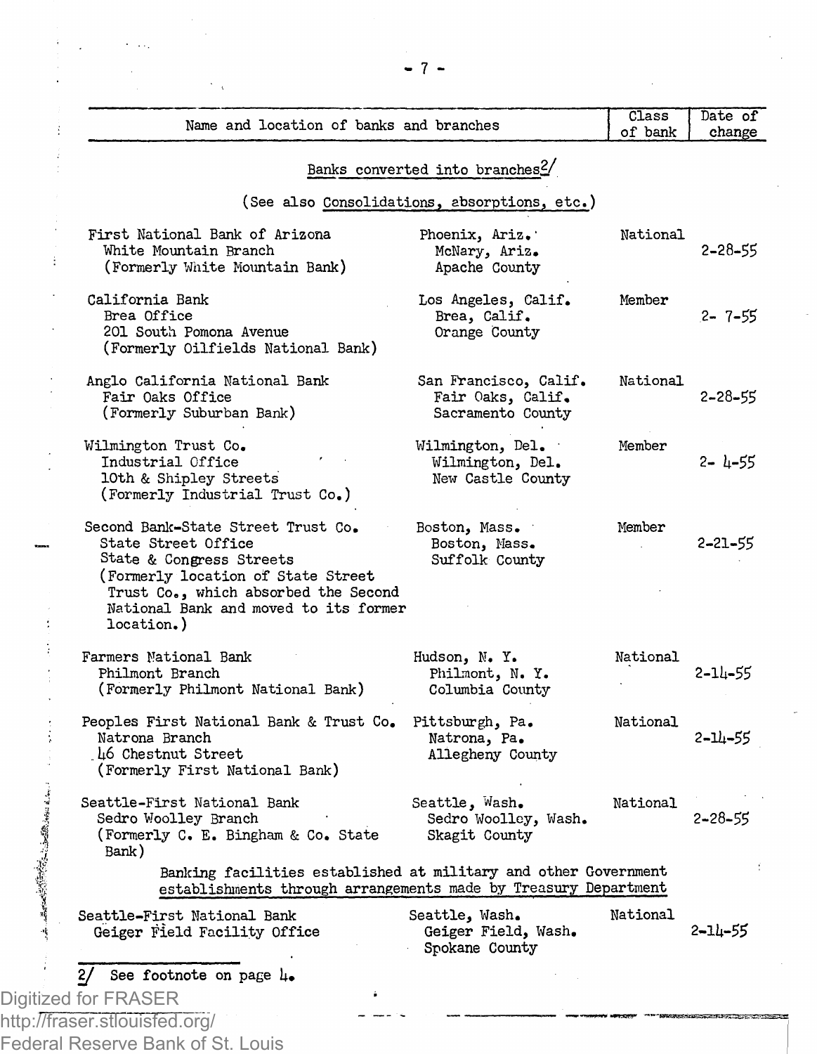| Name and location of banks and branches | | Class of bank | Date of change |
|---|---|---|---|
| **Banks converted into branches** [2/] | | | |
| (See also Consolidations, absorptions, etc.) | | | |
| First National Bank of Arizona<br>White Mountain Branch<br>(Formerly White Mountain Bank) | Phoenix, Ariz.<br>McNary, Ariz.<br>Apache County | National | 2-28-55 |
| California Bank<br>Brea Office<br>201 South Pomona Avenue<br>(Formerly Oilfields National Bank) | Los Angeles, Calif.<br>Brea, Calif.<br>Orange County | Member | 2- 7-55 |
| Anglo California National Bank<br>Fair Oaks Office<br>(Formerly Suburban Bank) | San Francisco, Calif.<br>Fair Oaks, Calif.<br>Sacramento County | National | 2-28-55 |
| Wilmington Trust Co.<br>Industrial Office<br>10th & Shipley Streets<br>(Formerly Industrial Trust Co.) | Wilmington, Del.<br>Wilmington, Del.<br>New Castle County | Member | 2- 4-55 |
| Second Bank-State Street Trust Co.<br>State Street Office<br>State & Congress Streets<br>(Formerly location of State Street Trust Co., which absorbed the Second National Bank and moved to its former location.) | Boston, Mass.<br>Boston, Mass.<br>Suffolk County | Member | 2-21-55 |
| Farmers National Bank<br>Philmont Branch<br>(Formerly Philmont National Bank) | Hudson, N. Y.<br>Philmont, N. Y.<br>Columbia County | National | 2-14-55 |
| Peoples First National Bank & Trust Co.<br>Natrona Branch<br>46 Chestnut Street<br>(Formerly First National Bank) | Pittsburgh, Pa.<br>Natrona, Pa.<br>Allegheny County | National | 2-14-55 |
| Seattle-First National Bank<br>Sedro Woolley Branch<br>(Formerly C. E. Bingham & Co. State Bank) | Seattle, Wash.<br>Sedro Woolley, Wash.<br>Skagit County | National | 2-28-55 |
| **Banking facilities established at military and other Government establishments through arrangements made by Treasury Department** | | | |
| Seattle-First National Bank<br>Geiger Field Facility Office | Seattle, Wash.<br>Geiger Field, Wash.<br>Spokane County | National | 2-14-55 |

[2/] See footnote on page 4.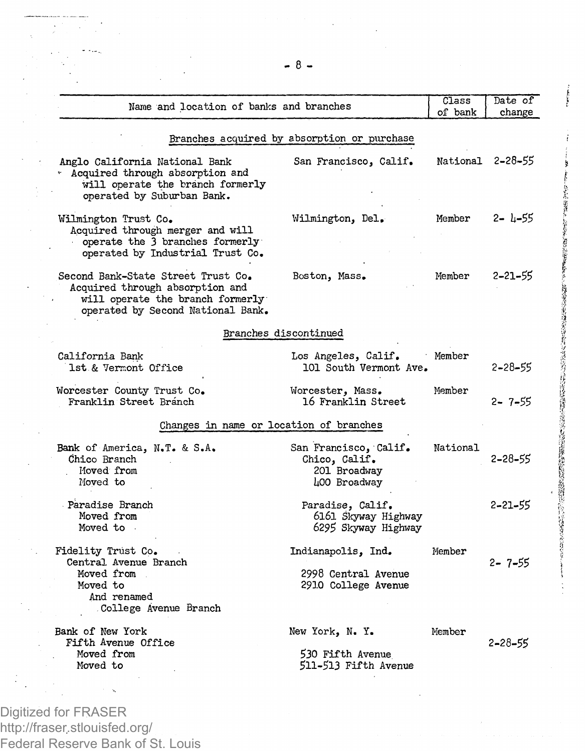| Name and location of banks and branches | | Class of bank | Date of change |
|---|---|---|---|
| **Branches acquired by absorption or purchase** | | | |
| Anglo California National Bank<br>Acquired through absorption and will operate the branch formerly operated by Suburban Bank. | San Francisco, Calif. | National | 2-28-55 |
| Wilmington Trust Co.<br>Acquired through merger and will operate the 3 branches formerly operated by Industrial Trust Co. | Wilmington, Del. | Member | 2- 4-55 |
| Second Bank-State Street Trust Co.<br>Acquired through absorption and will operate the branch formerly operated by Second National Bank. | Boston, Mass. | Member | 2-21-55 |
| **Branches discontinued** | | | |
| California Bank<br>1st & Vermont Office | Los Angeles, Calif.<br>101 South Vermont Ave. | Member | 2-28-55 |
| Worcester County Trust Co.<br>Franklin Street Branch | Worcester, Mass.<br>16 Franklin Street | Member | 2- 7-55 |
| **Changes in name or location of branches** | | | |
| Bank of America, N.T. & S.A.<br>Chico Branch<br>Moved from<br>Moved to | San Francisco, Calif.<br>Chico, Calif.<br>201 Broadway<br>400 Broadway | National | 2-28-55 |
| Paradise Branch<br>Moved from<br>Moved to | Paradise, Calif.<br>6161 Skyway Highway<br>6295 Skyway Highway | | 2-21-55 |
| Fidelity Trust Co.<br>Central Avenue Branch<br>Moved from<br>Moved to<br>And renamed<br>College Avenue Branch | Indianapolis, Ind.<br><br>2998 Central Avenue<br>2910 College Avenue | Member | 2- 7-55 |
| Bank of New York<br>Fifth Avenue Office<br>Moved from<br>Moved to | New York, N. Y.<br><br>530 Fifth Avenue<br>511-513 Fifth Avenue | Member | 2-28-55 |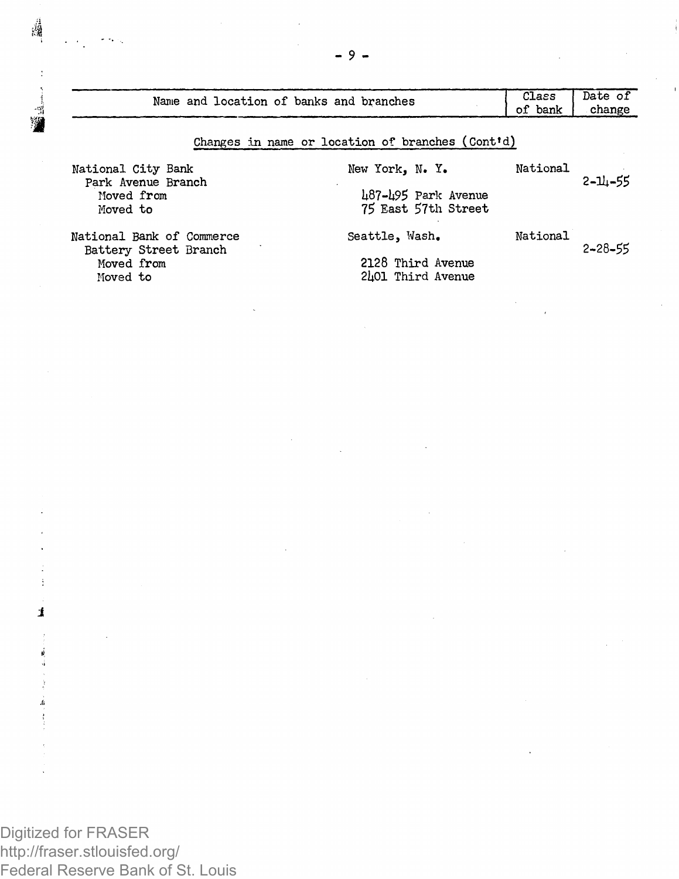| Name and location of banks and branches | | Class of bank | Date of change |
|---|---|---|---|
| **Changes in name or location of branches (Cont'd)** | | | |
| National City Bank | New York, N. Y. | National | |
| Park Avenue Branch | | | 2-14-55 |
| Moved from | 487-495 Park Avenue | | |
| Moved to | 75 East 57th Street | | |
| National Bank of Commerce | Seattle, Wash. | National | |
| Battery Street Branch | | | 2-28-55 |
| Moved from | 2128 Third Avenue | | |
| Moved to | 2401 Third Avenue | | |

Digitized for FRASER
http://fraser.stlouisfed.org/
Federal Reserve Bank of St. Louis